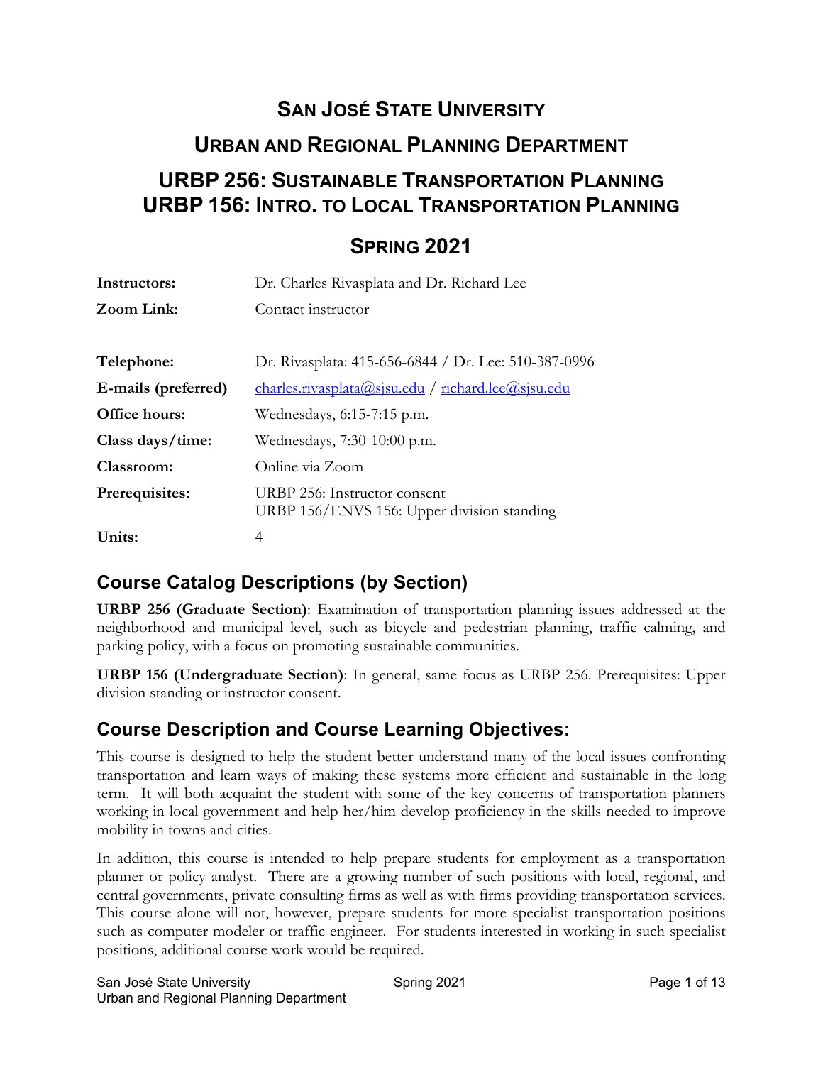# San José State University

## Urban and Regional Planning Department

## URBP 256: Sustainable Transportation Planning
## URBP 156: Intro. to Local Transportation Planning

## Spring 2021

| | |
|---|---|
| **Instructors:** | Dr. Charles Rivasplata and Dr. Richard Lee |
| **Zoom Link:** | Contact instructor |
| | |
| **Telephone:** | Dr. Rivasplata: 415-656-6844 / Dr. Lee: 510-387-0996 |
| **E-mails (preferred)** | charles.rivasplata@sjsu.edu / richard.lee@sjsu.edu |
| **Office hours:** | Wednesdays, 6:15-7:15 p.m. |
| **Class days/time:** | Wednesdays, 7:30-10:00 p.m. |
| **Classroom:** | Online via Zoom |
| **Prerequisites:** | URBP 256: Instructor consent<br>URBP 156/ENVS 156: Upper division standing |
| **Units:** | 4 |

## Course Catalog Descriptions (by Section)

**URBP 256 (Graduate Section)**: Examination of transportation planning issues addressed at the neighborhood and municipal level, such as bicycle and pedestrian planning, traffic calming, and parking policy, with a focus on promoting sustainable communities.

**URBP 156 (Undergraduate Section)**: In general, same focus as URBP 256. Prerequisites: Upper division standing or instructor consent.

## Course Description and Course Learning Objectives:

This course is designed to help the student better understand many of the local issues confronting transportation and learn ways of making these systems more efficient and sustainable in the long term. It will both acquaint the student with some of the key concerns of transportation planners working in local government and help her/him develop proficiency in the skills needed to improve mobility in towns and cities.

In addition, this course is intended to help prepare students for employment as a transportation planner or policy analyst. There are a growing number of such positions with local, regional, and central governments, private consulting firms as well as with firms providing transportation services. This course alone will not, however, prepare students for more specialist transportation positions such as computer modeler or traffic engineer. For students interested in working in such specialist positions, additional course work would be required.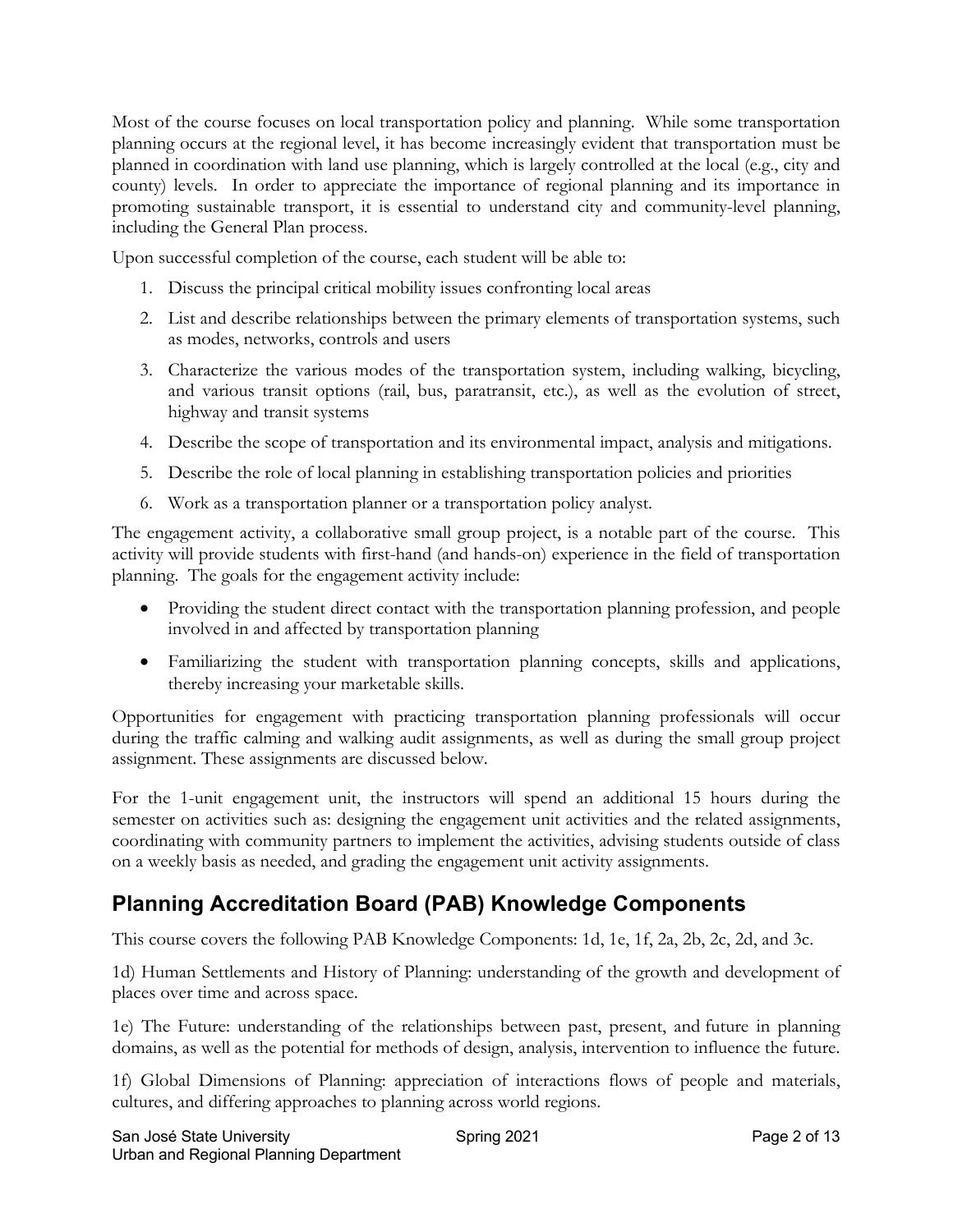Most of the course focuses on local transportation policy and planning. While some transportation planning occurs at the regional level, it has become increasingly evident that transportation must be planned in coordination with land use planning, which is largely controlled at the local (e.g., city and county) levels. In order to appreciate the importance of regional planning and its importance in promoting sustainable transport, it is essential to understand city and community-level planning, including the General Plan process.

Upon successful completion of the course, each student will be able to:

1. Discuss the principal critical mobility issues confronting local areas
2. List and describe relationships between the primary elements of transportation systems, such as modes, networks, controls and users
3. Characterize the various modes of the transportation system, including walking, bicycling, and various transit options (rail, bus, paratransit, etc.), as well as the evolution of street, highway and transit systems
4. Describe the scope of transportation and its environmental impact, analysis and mitigations.
5. Describe the role of local planning in establishing transportation policies and priorities
6. Work as a transportation planner or a transportation policy analyst.

The engagement activity, a collaborative small group project, is a notable part of the course. This activity will provide students with first-hand (and hands-on) experience in the field of transportation planning. The goals for the engagement activity include:

- Providing the student direct contact with the transportation planning profession, and people involved in and affected by transportation planning
- Familiarizing the student with transportation planning concepts, skills and applications, thereby increasing your marketable skills.

Opportunities for engagement with practicing transportation planning professionals will occur during the traffic calming and walking audit assignments, as well as during the small group project assignment. These assignments are discussed below.

For the 1-unit engagement unit, the instructors will spend an additional 15 hours during the semester on activities such as: designing the engagement unit activities and the related assignments, coordinating with community partners to implement the activities, advising students outside of class on a weekly basis as needed, and grading the engagement unit activity assignments.

## Planning Accreditation Board (PAB) Knowledge Components

This course covers the following PAB Knowledge Components: 1d, 1e, 1f, 2a, 2b, 2c, 2d, and 3c.

1d) Human Settlements and History of Planning: understanding of the growth and development of places over time and across space.

1e) The Future: understanding of the relationships between past, present, and future in planning domains, as well as the potential for methods of design, analysis, intervention to influence the future.

1f) Global Dimensions of Planning: appreciation of interactions flows of people and materials, cultures, and differing approaches to planning across world regions.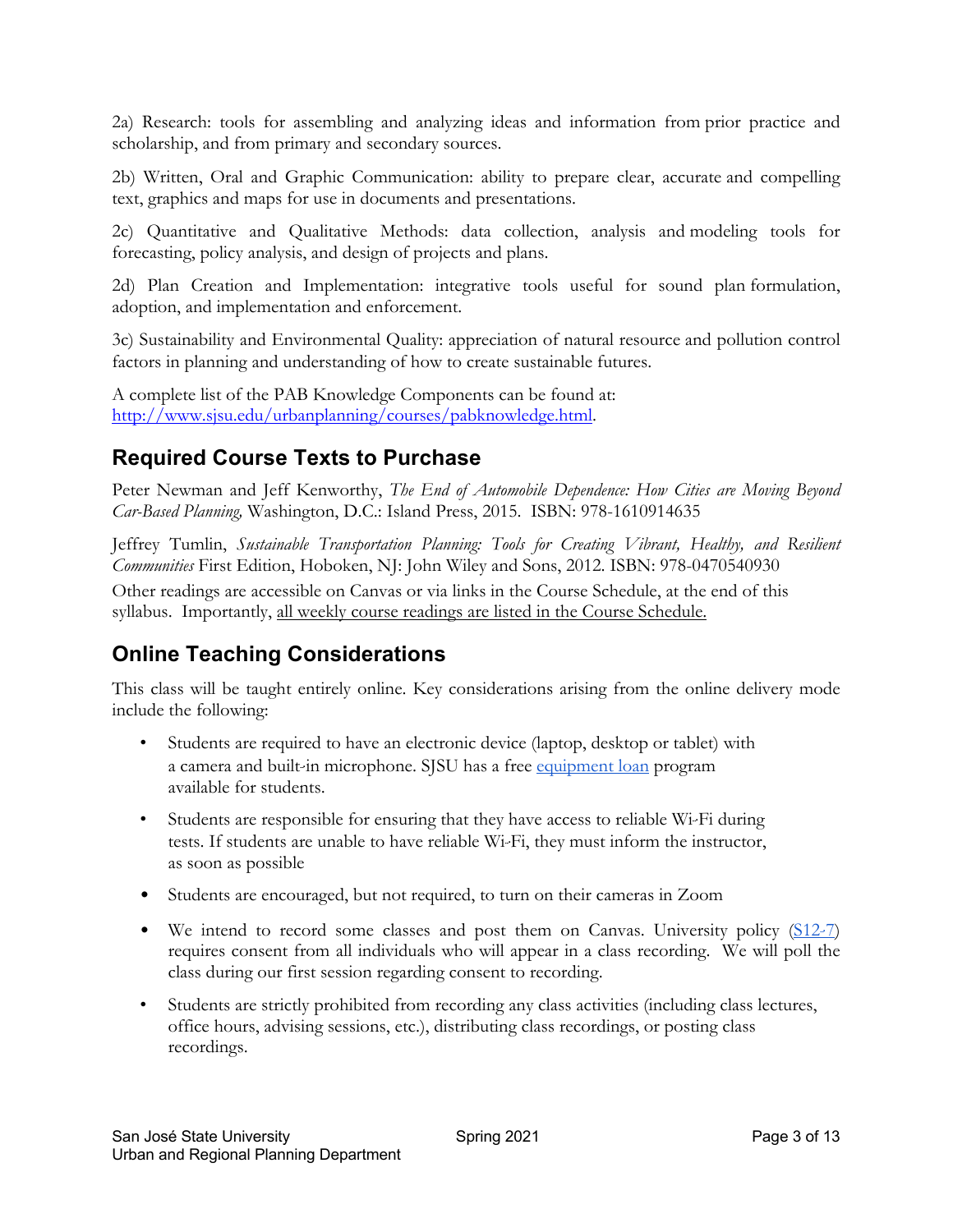2a) Research: tools for assembling and analyzing ideas and information from prior practice and scholarship, and from primary and secondary sources.

2b) Written, Oral and Graphic Communication: ability to prepare clear, accurate and compelling text, graphics and maps for use in documents and presentations.

2c) Quantitative and Qualitative Methods: data collection, analysis and modeling tools for forecasting, policy analysis, and design of projects and plans.

2d) Plan Creation and Implementation: integrative tools useful for sound plan formulation, adoption, and implementation and enforcement.

3c) Sustainability and Environmental Quality: appreciation of natural resource and pollution control factors in planning and understanding of how to create sustainable futures.

A complete list of the PAB Knowledge Components can be found at: [http://www.sjsu.edu/urbanplanning/courses/pabknowledge.html](http://www.sjsu.edu/urbanplanning/courses/pabknowledge.html).

## Required Course Texts to Purchase

Peter Newman and Jeff Kenworthy, *The End of Automobile Dependence: How Cities are Moving Beyond Car-Based Planning,* Washington, D.C.: Island Press, 2015. ISBN: 978-1610914635

Jeffrey Tumlin, *Sustainable Transportation Planning: Tools for Creating Vibrant, Healthy, and Resilient Communities* First Edition, Hoboken, NJ: John Wiley and Sons, 2012. ISBN: 978-0470540930

Other readings are accessible on Canvas or via links in the Course Schedule, at the end of this syllabus. Importantly, <u>all weekly course readings are listed in the Course Schedule.</u>

## Online Teaching Considerations

This class will be taught entirely online. Key considerations arising from the online delivery mode include the following:

- Students are required to have an electronic device (laptop, desktop or tablet) with a camera and built-in microphone. SJSU has a free [equipment loan]() program available for students.
- Students are responsible for ensuring that they have access to reliable Wi-Fi during tests. If students are unable to have reliable Wi-Fi, they must inform the instructor, as soon as possible
- Students are encouraged, but not required, to turn on their cameras in Zoom
- We intend to record some classes and post them on Canvas. University policy ([S12-7]()) requires consent from all individuals who will appear in a class recording. We will poll the class during our first session regarding consent to recording.
- Students are strictly prohibited from recording any class activities (including class lectures, office hours, advising sessions, etc.), distributing class recordings, or posting class recordings.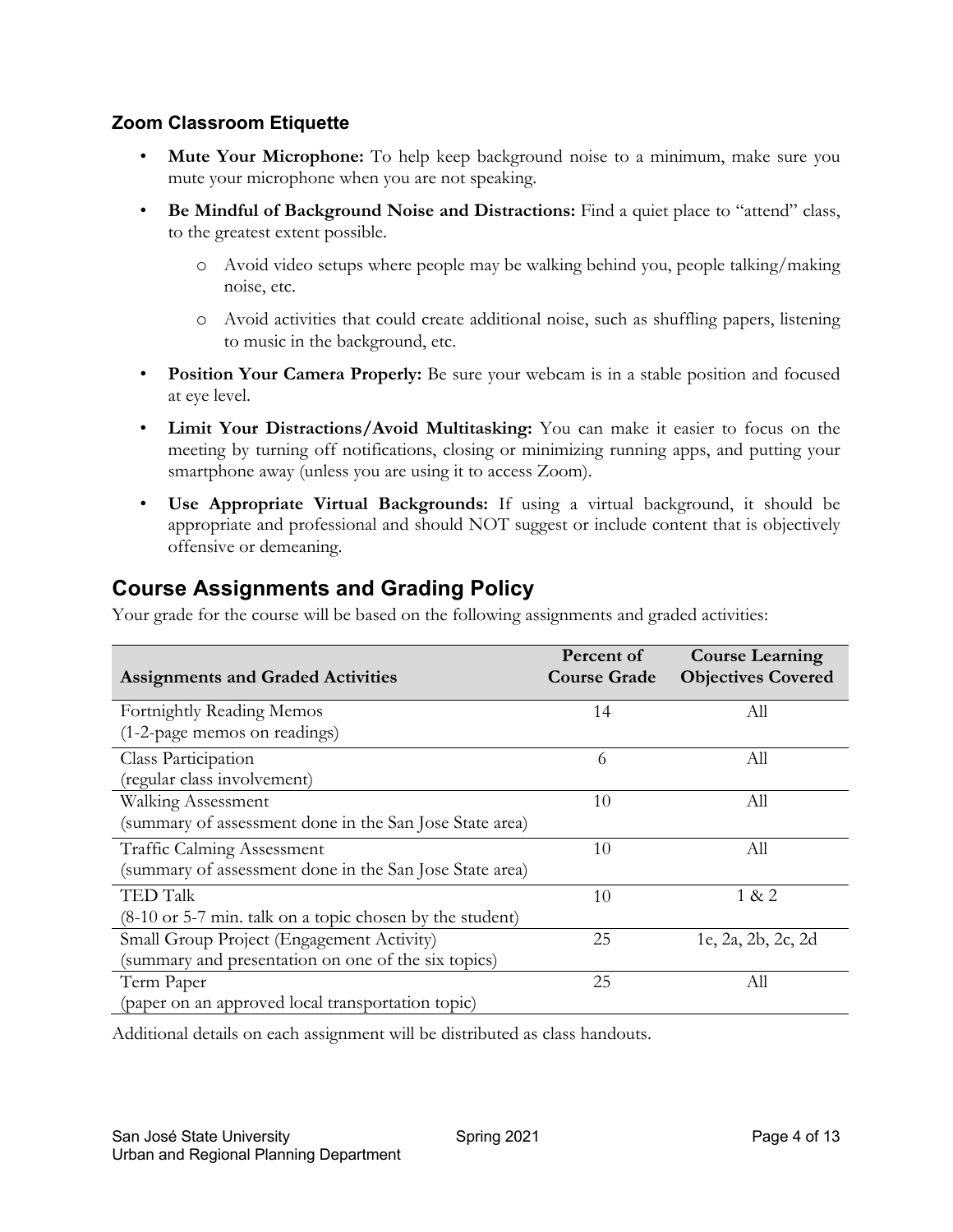### Zoom Classroom Etiquette

- **Mute Your Microphone:** To help keep background noise to a minimum, make sure you mute your microphone when you are not speaking.
- **Be Mindful of Background Noise and Distractions:** Find a quiet place to "attend" class, to the greatest extent possible.
  - Avoid video setups where people may be walking behind you, people talking/making noise, etc.
  - Avoid activities that could create additional noise, such as shuffling papers, listening to music in the background, etc.
- **Position Your Camera Properly:** Be sure your webcam is in a stable position and focused at eye level.
- **Limit Your Distractions/Avoid Multitasking:** You can make it easier to focus on the meeting by turning off notifications, closing or minimizing running apps, and putting your smartphone away (unless you are using it to access Zoom).
- **Use Appropriate Virtual Backgrounds:** If using a virtual background, it should be appropriate and professional and should NOT suggest or include content that is objectively offensive or demeaning.

## Course Assignments and Grading Policy

Your grade for the course will be based on the following assignments and graded activities:

| Assignments and Graded Activities | Percent of Course Grade | Course Learning Objectives Covered |
|---|---|---|
| Fortnightly Reading Memos (1-2-page memos on readings) | 14 | All |
| Class Participation (regular class involvement) | 6 | All |
| Walking Assessment (summary of assessment done in the San Jose State area) | 10 | All |
| Traffic Calming Assessment (summary of assessment done in the San Jose State area) | 10 | All |
| TED Talk (8-10 or 5-7 min. talk on a topic chosen by the student) | 10 | 1 & 2 |
| Small Group Project (Engagement Activity) (summary and presentation on one of the six topics) | 25 | 1e, 2a, 2b, 2c, 2d |
| Term Paper (paper on an approved local transportation topic) | 25 | All |

Additional details on each assignment will be distributed as class handouts.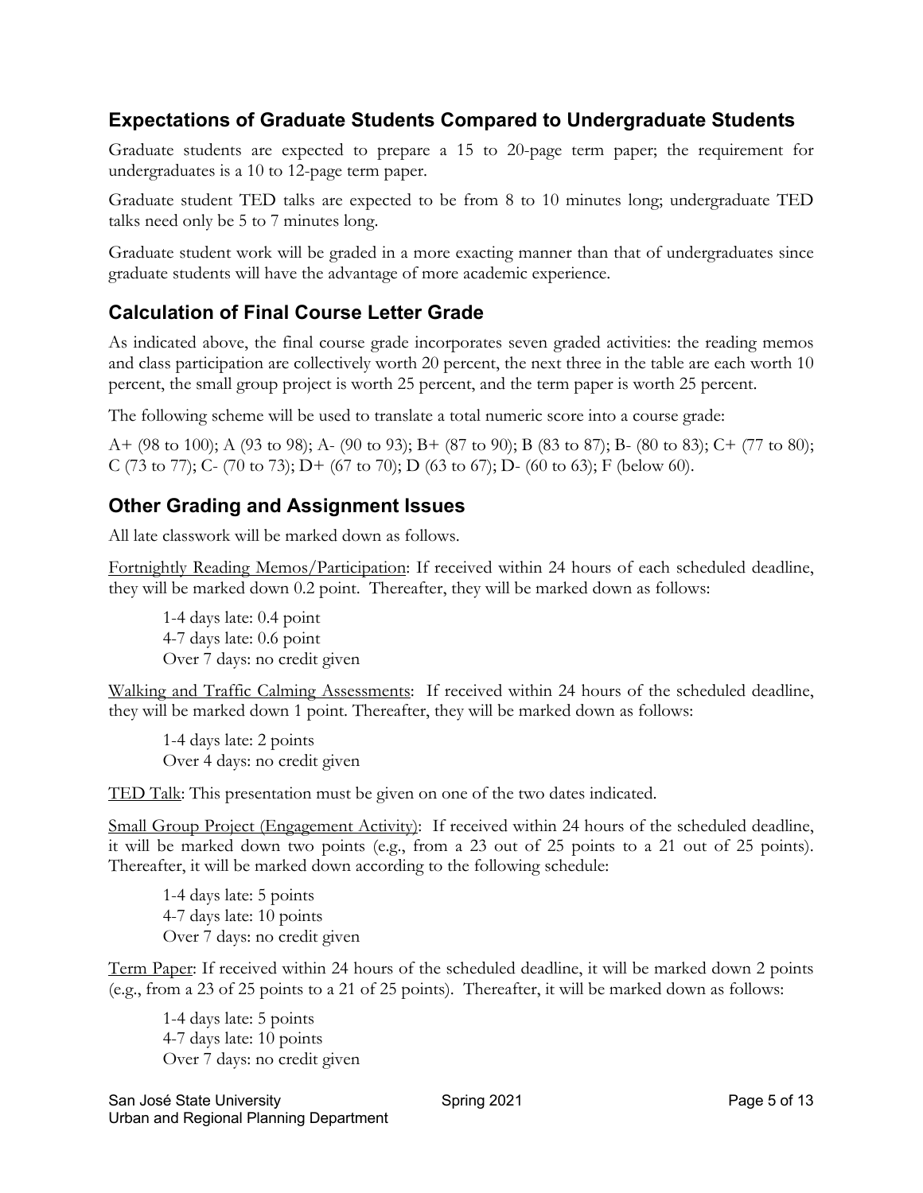## Expectations of Graduate Students Compared to Undergraduate Students

Graduate students are expected to prepare a 15 to 20-page term paper; the requirement for undergraduates is a 10 to 12-page term paper.

Graduate student TED talks are expected to be from 8 to 10 minutes long; undergraduate TED talks need only be 5 to 7 minutes long.

Graduate student work will be graded in a more exacting manner than that of undergraduates since graduate students will have the advantage of more academic experience.

## Calculation of Final Course Letter Grade

As indicated above, the final course grade incorporates seven graded activities: the reading memos and class participation are collectively worth 20 percent, the next three in the table are each worth 10 percent, the small group project is worth 25 percent, and the term paper is worth 25 percent.

The following scheme will be used to translate a total numeric score into a course grade:

A+ (98 to 100); A (93 to 98); A- (90 to 93); B+ (87 to 90); B (83 to 87); B- (80 to 83); C+ (77 to 80); C (73 to 77); C- (70 to 73); D+ (67 to 70); D (63 to 67); D- (60 to 63); F (below 60).

## Other Grading and Assignment Issues

All late classwork will be marked down as follows.

<u>Fortnightly Reading Memos/Participation</u>: If received within 24 hours of each scheduled deadline, they will be marked down 0.2 point. Thereafter, they will be marked down as follows:

> 1-4 days late: 0.4 point
> 4-7 days late: 0.6 point
> Over 7 days: no credit given

<u>Walking and Traffic Calming Assessments</u>: If received within 24 hours of the scheduled deadline, they will be marked down 1 point. Thereafter, they will be marked down as follows:

> 1-4 days late: 2 points
> Over 4 days: no credit given

<u>TED Talk</u>: This presentation must be given on one of the two dates indicated.

<u>Small Group Project (Engagement Activity)</u>: If received within 24 hours of the scheduled deadline, it will be marked down two points (e.g., from a 23 out of 25 points to a 21 out of 25 points). Thereafter, it will be marked down according to the following schedule:

> 1-4 days late: 5 points
> 4-7 days late: 10 points
> Over 7 days: no credit given

<u>Term Paper</u>: If received within 24 hours of the scheduled deadline, it will be marked down 2 points (e.g., from a 23 of 25 points to a 21 of 25 points). Thereafter, it will be marked down as follows:

> 1-4 days late: 5 points
> 4-7 days late: 10 points
> Over 7 days: no credit given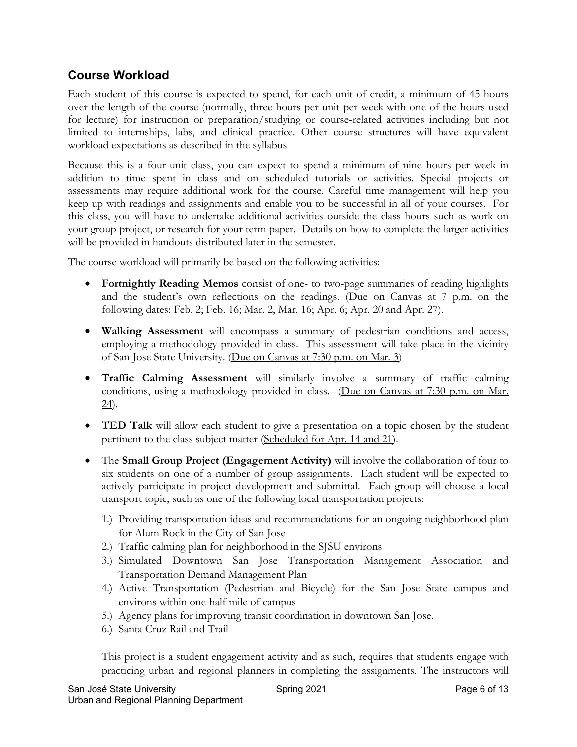## Course Workload

Each student of this course is expected to spend, for each unit of credit, a minimum of 45 hours over the length of the course (normally, three hours per unit per week with one of the hours used for lecture) for instruction or preparation/studying or course-related activities including but not limited to internships, labs, and clinical practice. Other course structures will have equivalent workload expectations as described in the syllabus.

Because this is a four-unit class, you can expect to spend a minimum of nine hours per week in addition to time spent in class and on scheduled tutorials or activities. Special projects or assessments may require additional work for the course. Careful time management will help you keep up with readings and assignments and enable you to be successful in all of your courses. For this class, you will have to undertake additional activities outside the class hours such as work on your group project, or research for your term paper. Details on how to complete the larger activities will be provided in handouts distributed later in the semester.

The course workload will primarily be based on the following activities:

- **Fortnightly Reading Memos** consist of one- to two-page summaries of reading highlights and the student's own reflections on the readings. (Due on Canvas at 7 p.m. on the following dates: Feb. 2; Feb. 16; Mar. 2, Mar. 16; Apr. 6; Apr. 20 and Apr. 27).
- **Walking Assessment** will encompass a summary of pedestrian conditions and access, employing a methodology provided in class. This assessment will take place in the vicinity of San Jose State University. (Due on Canvas at 7:30 p.m. on Mar. 3)
- **Traffic Calming Assessment** will similarly involve a summary of traffic calming conditions, using a methodology provided in class. (Due on Canvas at 7:30 p.m. on Mar. 24).
- **TED Talk** will allow each student to give a presentation on a topic chosen by the student pertinent to the class subject matter (Scheduled for Apr. 14 and 21).
- The **Small Group Project (Engagement Activity)** will involve the collaboration of four to six students on one of a number of group assignments. Each student will be expected to actively participate in project development and submittal. Each group will choose a local transport topic, such as one of the following local transportation projects:

  1.) Providing transportation ideas and recommendations for an ongoing neighborhood plan for Alum Rock in the City of San Jose
  2.) Traffic calming plan for neighborhood in the SJSU environs
  3.) Simulated Downtown San Jose Transportation Management Association and Transportation Demand Management Plan
  4.) Active Transportation (Pedestrian and Bicycle) for the San Jose State campus and environs within one-half mile of campus
  5.) Agency plans for improving transit coordination in downtown San Jose.
  6.) Santa Cruz Rail and Trail

  This project is a student engagement activity and as such, requires that students engage with practicing urban and regional planners in completing the assignments. The instructors will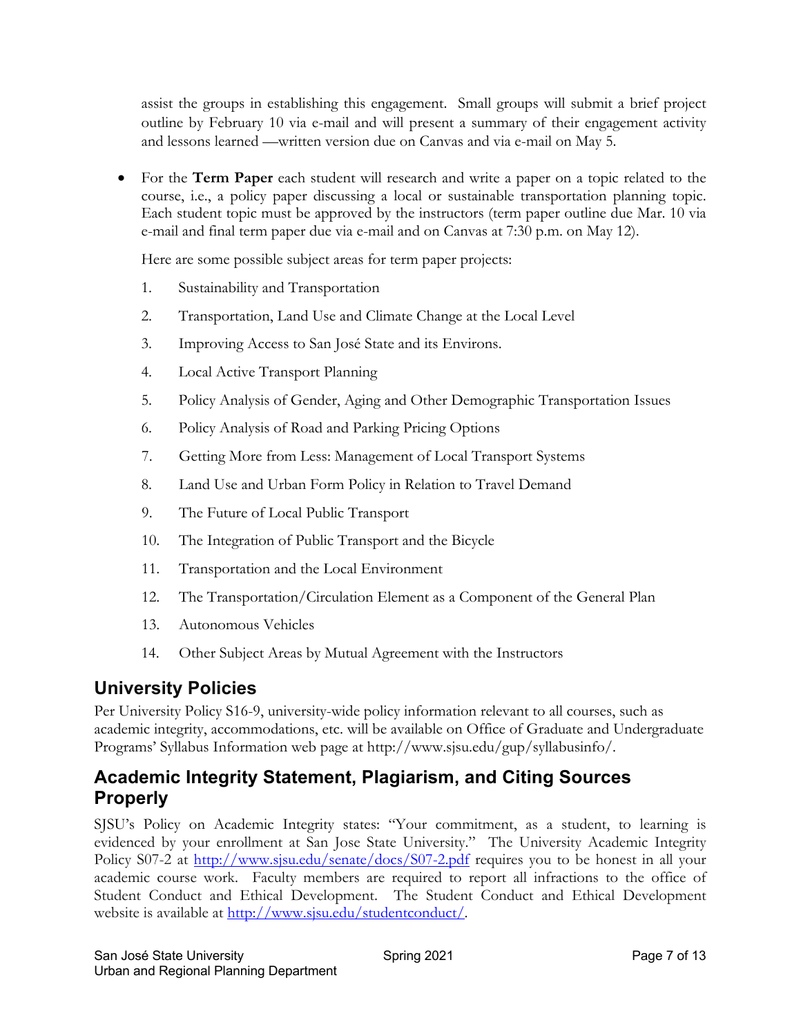assist the groups in establishing this engagement. Small groups will submit a brief project outline by February 10 via e-mail and will present a summary of their engagement activity and lessons learned —written version due on Canvas and via e-mail on May 5.

- For the **Term Paper** each student will research and write a paper on a topic related to the course, i.e., a policy paper discussing a local or sustainable transportation planning topic. Each student topic must be approved by the instructors (term paper outline due Mar. 10 via e-mail and final term paper due via e-mail and on Canvas at 7:30 p.m. on May 12).

  Here are some possible subject areas for term paper projects:

  1. Sustainability and Transportation
  2. Transportation, Land Use and Climate Change at the Local Level
  3. Improving Access to San José State and its Environs.
  4. Local Active Transport Planning
  5. Policy Analysis of Gender, Aging and Other Demographic Transportation Issues
  6. Policy Analysis of Road and Parking Pricing Options
  7. Getting More from Less: Management of Local Transport Systems
  8. Land Use and Urban Form Policy in Relation to Travel Demand
  9. The Future of Local Public Transport
  10. The Integration of Public Transport and the Bicycle
  11. Transportation and the Local Environment
  12. The Transportation/Circulation Element as a Component of the General Plan
  13. Autonomous Vehicles
  14. Other Subject Areas by Mutual Agreement with the Instructors

## University Policies

Per University Policy S16-9, university-wide policy information relevant to all courses, such as academic integrity, accommodations, etc. will be available on Office of Graduate and Undergraduate Programs' Syllabus Information web page at http://www.sjsu.edu/gup/syllabusinfo/.

## Academic Integrity Statement, Plagiarism, and Citing Sources Properly

SJSU's Policy on Academic Integrity states: "Your commitment, as a student, to learning is evidenced by your enrollment at San Jose State University." The University Academic Integrity Policy S07-2 at http://www.sjsu.edu/senate/docs/S07-2.pdf requires you to be honest in all your academic course work. Faculty members are required to report all infractions to the office of Student Conduct and Ethical Development. The Student Conduct and Ethical Development website is available at http://www.sjsu.edu/studentconduct/.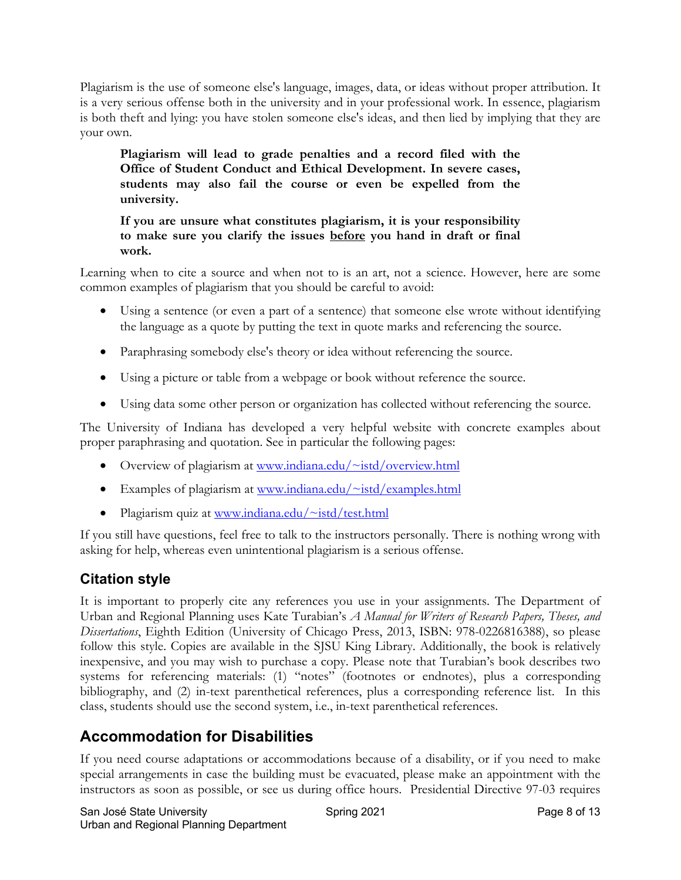Plagiarism is the use of someone else's language, images, data, or ideas without proper attribution. It is a very serious offense both in the university and in your professional work. In essence, plagiarism is both theft and lying: you have stolen someone else's ideas, and then lied by implying that they are your own.

> **Plagiarism will lead to grade penalties and a record filed with the Office of Student Conduct and Ethical Development. In severe cases, students may also fail the course or even be expelled from the university.**
>
> **If you are unsure what constitutes plagiarism, it is your responsibility to make sure you clarify the issues <u>before</u> you hand in draft or final work.**

Learning when to cite a source and when not to is an art, not a science. However, here are some common examples of plagiarism that you should be careful to avoid:

- Using a sentence (or even a part of a sentence) that someone else wrote without identifying the language as a quote by putting the text in quote marks and referencing the source.
- Paraphrasing somebody else's theory or idea without referencing the source.
- Using a picture or table from a webpage or book without reference the source.
- Using data some other person or organization has collected without referencing the source.

The University of Indiana has developed a very helpful website with concrete examples about proper paraphrasing and quotation. See in particular the following pages:

- Overview of plagiarism at www.indiana.edu/~istd/overview.html
- Examples of plagiarism at www.indiana.edu/~istd/examples.html
- Plagiarism quiz at www.indiana.edu/~istd/test.html

If you still have questions, feel free to talk to the instructors personally. There is nothing wrong with asking for help, whereas even unintentional plagiarism is a serious offense.

## Citation style

It is important to properly cite any references you use in your assignments. The Department of Urban and Regional Planning uses Kate Turabian's *A Manual for Writers of Research Papers, Theses, and Dissertations*, Eighth Edition (University of Chicago Press, 2013, ISBN: 978-0226816388), so please follow this style. Copies are available in the SJSU King Library. Additionally, the book is relatively inexpensive, and you may wish to purchase a copy. Please note that Turabian's book describes two systems for referencing materials: (1) "notes" (footnotes or endnotes), plus a corresponding bibliography, and (2) in-text parenthetical references, plus a corresponding reference list. In this class, students should use the second system, i.e., in-text parenthetical references.

## Accommodation for Disabilities

If you need course adaptations or accommodations because of a disability, or if you need to make special arrangements in case the building must be evacuated, please make an appointment with the instructors as soon as possible, or see us during office hours. Presidential Directive 97-03 requires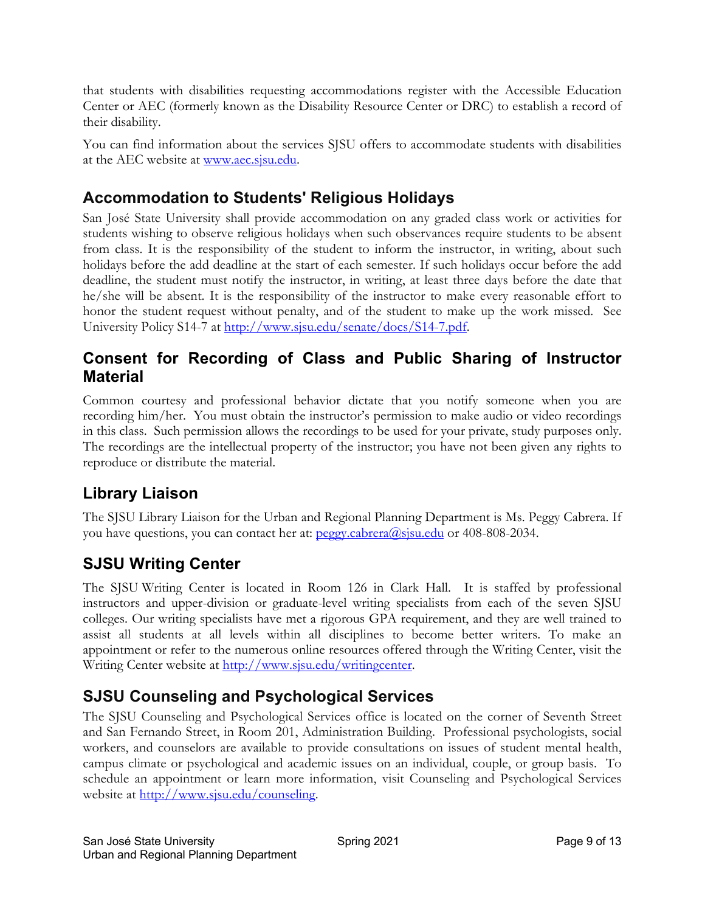that students with disabilities requesting accommodations register with the Accessible Education Center or AEC (formerly known as the Disability Resource Center or DRC) to establish a record of their disability.

You can find information about the services SJSU offers to accommodate students with disabilities at the AEC website at [www.aec.sjsu.edu](http://www.aec.sjsu.edu).

## Accommodation to Students' Religious Holidays

San José State University shall provide accommodation on any graded class work or activities for students wishing to observe religious holidays when such observances require students to be absent from class. It is the responsibility of the student to inform the instructor, in writing, about such holidays before the add deadline at the start of each semester. If such holidays occur before the add deadline, the student must notify the instructor, in writing, at least three days before the date that he/she will be absent. It is the responsibility of the instructor to make every reasonable effort to honor the student request without penalty, and of the student to make up the work missed. See University Policy S14-7 at [http://www.sjsu.edu/senate/docs/S14-7.pdf](http://www.sjsu.edu/senate/docs/S14-7.pdf).

## Consent for Recording of Class and Public Sharing of Instructor Material

Common courtesy and professional behavior dictate that you notify someone when you are recording him/her. You must obtain the instructor's permission to make audio or video recordings in this class. Such permission allows the recordings to be used for your private, study purposes only. The recordings are the intellectual property of the instructor; you have not been given any rights to reproduce or distribute the material.

## Library Liaison

The SJSU Library Liaison for the Urban and Regional Planning Department is Ms. Peggy Cabrera. If you have questions, you can contact her at: [peggy.cabrera@sjsu.edu](mailto:peggy.cabrera@sjsu.edu) or 408-808-2034.

## SJSU Writing Center

The SJSU Writing Center is located in Room 126 in Clark Hall. It is staffed by professional instructors and upper-division or graduate-level writing specialists from each of the seven SJSU colleges. Our writing specialists have met a rigorous GPA requirement, and they are well trained to assist all students at all levels within all disciplines to become better writers. To make an appointment or refer to the numerous online resources offered through the Writing Center, visit the Writing Center website at [http://www.sjsu.edu/writingcenter](http://www.sjsu.edu/writingcenter).

## SJSU Counseling and Psychological Services

The SJSU Counseling and Psychological Services office is located on the corner of Seventh Street and San Fernando Street, in Room 201, Administration Building. Professional psychologists, social workers, and counselors are available to provide consultations on issues of student mental health, campus climate or psychological and academic issues on an individual, couple, or group basis. To schedule an appointment or learn more information, visit Counseling and Psychological Services website at [http://www.sjsu.edu/counseling](http://www.sjsu.edu/counseling).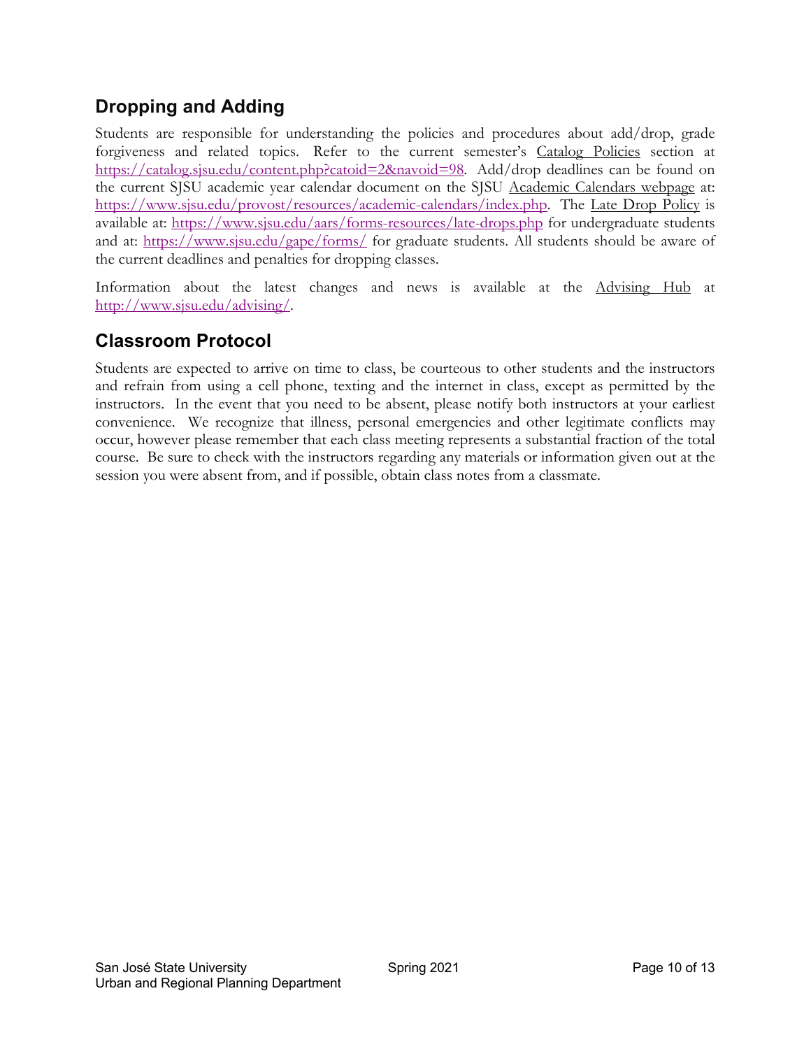## Dropping and Adding

Students are responsible for understanding the policies and procedures about add/drop, grade forgiveness and related topics. Refer to the current semester's Catalog Policies section at https://catalog.sjsu.edu/content.php?catoid=2&navoid=98. Add/drop deadlines can be found on the current SJSU academic year calendar document on the SJSU Academic Calendars webpage at: https://www.sjsu.edu/provost/resources/academic-calendars/index.php. The Late Drop Policy is available at: https://www.sjsu.edu/aars/forms-resources/late-drops.php for undergraduate students and at: https://www.sjsu.edu/gape/forms/ for graduate students. All students should be aware of the current deadlines and penalties for dropping classes.

Information about the latest changes and news is available at the Advising Hub at http://www.sjsu.edu/advising/.

## Classroom Protocol

Students are expected to arrive on time to class, be courteous to other students and the instructors and refrain from using a cell phone, texting and the internet in class, except as permitted by the instructors. In the event that you need to be absent, please notify both instructors at your earliest convenience. We recognize that illness, personal emergencies and other legitimate conflicts may occur, however please remember that each class meeting represents a substantial fraction of the total course. Be sure to check with the instructors regarding any materials or information given out at the session you were absent from, and if possible, obtain class notes from a classmate.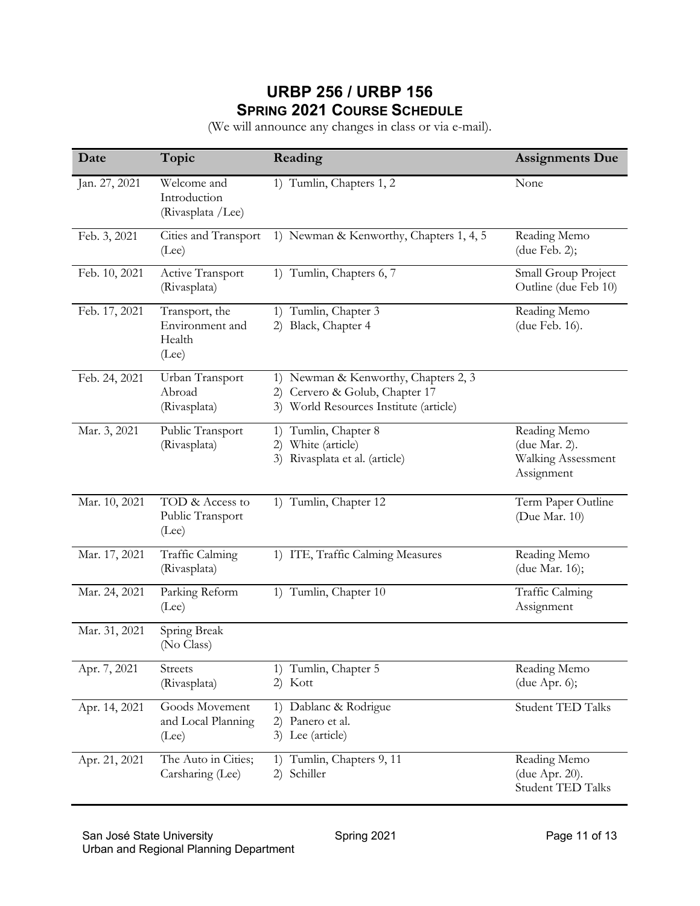## URBP 256 / URBP 156
### Spring 2021 Course Schedule

(We will announce any changes in class or via e-mail).

| Date | Topic | Reading | Assignments Due |
|---|---|---|---|
| Jan. 27, 2021 | Welcome and Introduction (Rivasplata /Lee) | 1) Tumlin, Chapters 1, 2 | None |
| Feb. 3, 2021 | Cities and Transport (Lee) | 1) Newman & Kenworthy, Chapters 1, 4, 5 | Reading Memo (due Feb. 2); |
| Feb. 10, 2021 | Active Transport (Rivasplata) | 1) Tumlin, Chapters 6, 7 | Small Group Project Outline (due Feb 10) |
| Feb. 17, 2021 | Transport, the Environment and Health (Lee) | 1) Tumlin, Chapter 3<br>2) Black, Chapter 4 | Reading Memo (due Feb. 16). |
| Feb. 24, 2021 | Urban Transport Abroad (Rivasplata) | 1) Newman & Kenworthy, Chapters 2, 3<br>2) Cervero & Golub, Chapter 17<br>3) World Resources Institute (article) | |
| Mar. 3, 2021 | Public Transport (Rivasplata) | 1) Tumlin, Chapter 8<br>2) White (article)<br>3) Rivasplata et al. (article) | Reading Memo (due Mar. 2).<br>Walking Assessment Assignment |
| Mar. 10, 2021 | TOD & Access to Public Transport (Lee) | 1) Tumlin, Chapter 12 | Term Paper Outline (Due Mar. 10) |
| Mar. 17, 2021 | Traffic Calming (Rivasplata) | 1) ITE, Traffic Calming Measures | Reading Memo (due Mar. 16); |
| Mar. 24, 2021 | Parking Reform (Lee) | 1) Tumlin, Chapter 10 | Traffic Calming Assignment |
| Mar. 31, 2021 | Spring Break (No Class) | | |
| Apr. 7, 2021 | Streets (Rivasplata) | 1) Tumlin, Chapter 5<br>2) Kott | Reading Memo (due Apr. 6); |
| Apr. 14, 2021 | Goods Movement and Local Planning (Lee) | 1) Dablanc & Rodrigue<br>2) Panero et al.<br>3) Lee (article) | Student TED Talks |
| Apr. 21, 2021 | The Auto in Cities; Carsharing (Lee) | 1) Tumlin, Chapters 9, 11<br>2) Schiller | Reading Memo (due Apr. 20).<br>Student TED Talks |

San José State University
Urban and Regional Planning Department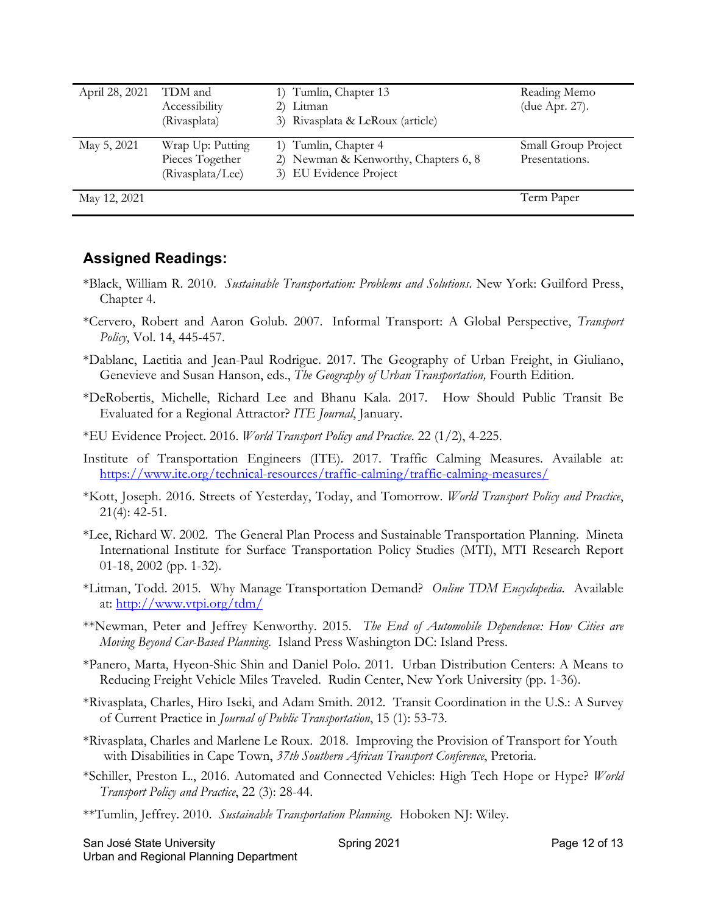| | | | |
|---|---|---|---|
| April 28, 2021 | TDM and Accessibility (Rivasplata) | 1) Tumlin, Chapter 13<br>2) Litman<br>3) Rivasplata & LeRoux (article) | Reading Memo (due Apr. 27). |
| May 5, 2021 | Wrap Up: Putting Pieces Together (Rivasplata/Lee) | 1) Tumlin, Chapter 4<br>2) Newman & Kenworthy, Chapters 6, 8<br>3) EU Evidence Project | Small Group Project Presentations. |
| May 12, 2021 | | | Term Paper |

## Assigned Readings:

*Black, William R. 2010. *Sustainable Transportation: Problems and Solutions.* New York: Guilford Press, Chapter 4.

*Cervero, Robert and Aaron Golub. 2007. Informal Transport: A Global Perspective, *Transport Policy*, Vol. 14, 445-457.

*Dablanc, Laetitia and Jean-Paul Rodrigue. 2017. The Geography of Urban Freight, in Giuliano, Genevieve and Susan Hanson, eds., *The Geography of Urban Transportation,* Fourth Edition.

*DeRobertis, Michelle, Richard Lee and Bhanu Kala. 2017. How Should Public Transit Be Evaluated for a Regional Attractor? *ITE Journal*, January.

*EU Evidence Project. 2016. *World Transport Policy and Practice.* 22 (1/2), 4-225.

Institute of Transportation Engineers (ITE). 2017. Traffic Calming Measures. Available at: https://www.ite.org/technical-resources/traffic-calming/traffic-calming-measures/

*Kott, Joseph. 2016. Streets of Yesterday, Today, and Tomorrow. *World Transport Policy and Practice*, 21(4): 42-51.

*Lee, Richard W. 2002. The General Plan Process and Sustainable Transportation Planning. Mineta International Institute for Surface Transportation Policy Studies (MTI), MTI Research Report 01-18, 2002 (pp. 1-32).

*Litman, Todd. 2015. Why Manage Transportation Demand? *Online TDM Encyclopedia.* Available at: http://www.vtpi.org/tdm/

**Newman, Peter and Jeffrey Kenworthy. 2015. *The End of Automobile Dependence: How Cities are Moving Beyond Car-Based Planning.* Island Press Washington DC: Island Press.

*Panero, Marta, Hyeon-Shic Shin and Daniel Polo. 2011. Urban Distribution Centers: A Means to Reducing Freight Vehicle Miles Traveled. Rudin Center, New York University (pp. 1-36).

*Rivasplata, Charles, Hiro Iseki, and Adam Smith. 2012. Transit Coordination in the U.S.: A Survey of Current Practice in *Journal of Public Transportation*, 15 (1): 53-73.

*Rivasplata, Charles and Marlene Le Roux. 2018. Improving the Provision of Transport for Youth with Disabilities in Cape Town, *37th Southern African Transport Conference*, Pretoria.

*Schiller, Preston L., 2016. Automated and Connected Vehicles: High Tech Hope or Hype? *World Transport Policy and Practice*, 22 (3): 28-44.

**Tumlin, Jeffrey. 2010. *Sustainable Transportation Planning.* Hoboken NJ: Wiley.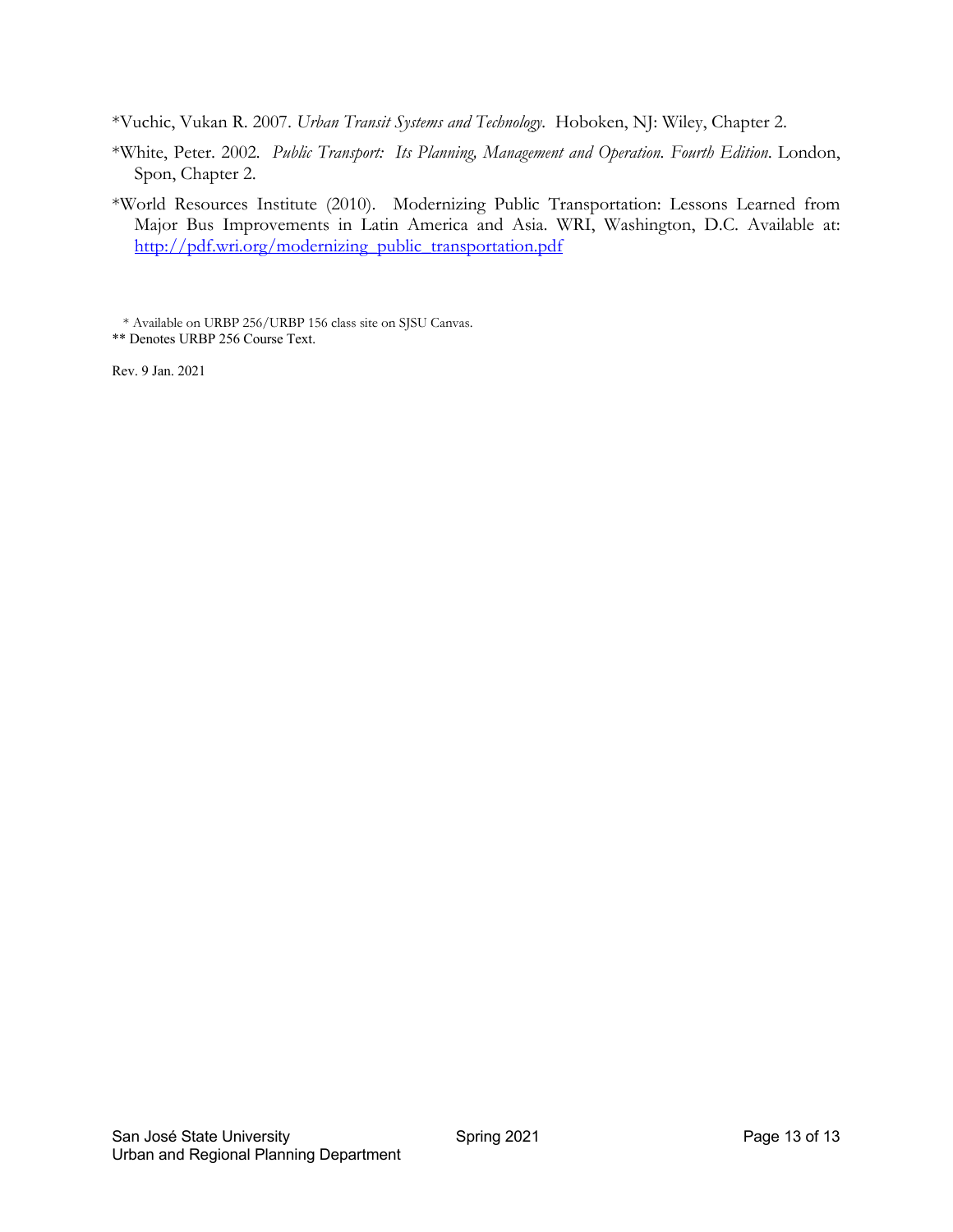*Vuchic, Vukan R. 2007. *Urban Transit Systems and Technology.* Hoboken, NJ: Wiley, Chapter 2.

*White, Peter. 2002. *Public Transport: Its Planning, Management and Operation. Fourth Edition*. London, Spon, Chapter 2.

*World Resources Institute (2010). Modernizing Public Transportation: Lessons Learned from Major Bus Improvements in Latin America and Asia. WRI, Washington, D.C. Available at: [http://pdf.wri.org/modernizing_public_transportation.pdf](http://pdf.wri.org/modernizing_public_transportation.pdf)

\* Available on URBP 256/URBP 156 class site on SJSU Canvas.
** Denotes URBP 256 Course Text.

Rev. 9 Jan. 2021